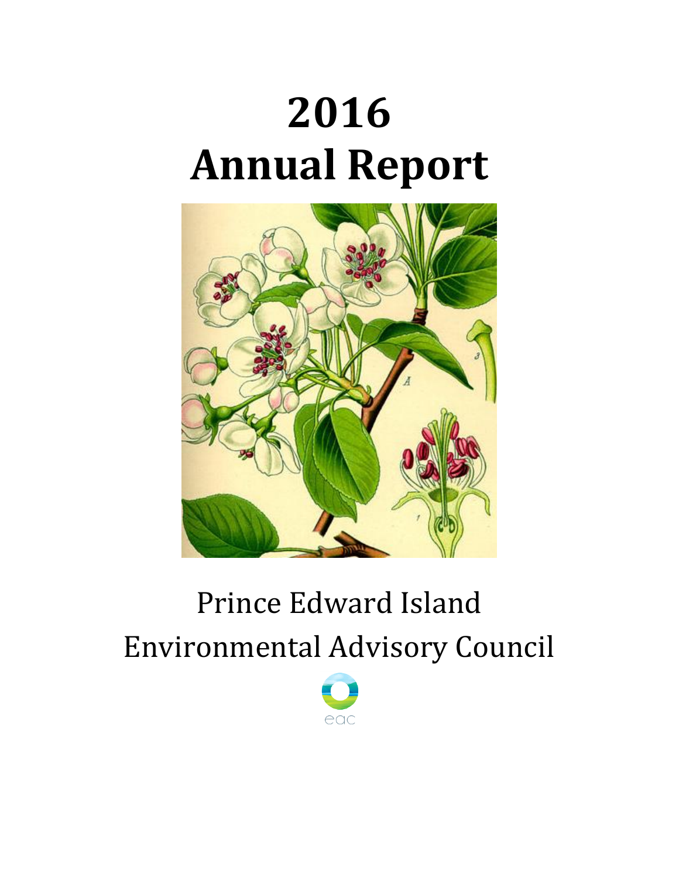# 2016
# Annual Report

Prince Edward Island
Environmental Advisory Council

eac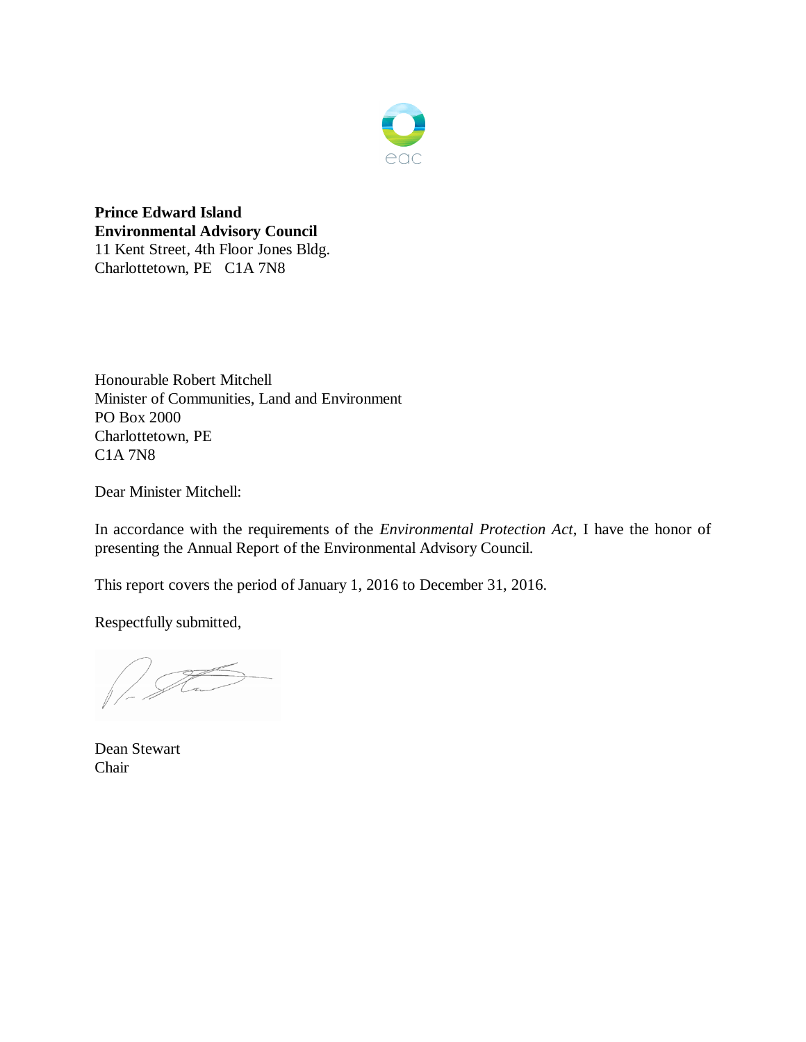eac

**Prince Edward Island**
**Environmental Advisory Council**
11 Kent Street, 4th Floor Jones Bldg.
Charlottetown, PE C1A 7N8

Honourable Robert Mitchell
Minister of Communities, Land and Environment
PO Box 2000
Charlottetown, PE
C1A 7N8

Dear Minister Mitchell:

In accordance with the requirements of the *Environmental Protection Act*, I have the honor of presenting the Annual Report of the Environmental Advisory Council.

This report covers the period of January 1, 2016 to December 31, 2016.

Respectfully submitted,

Dean Stewart
Chair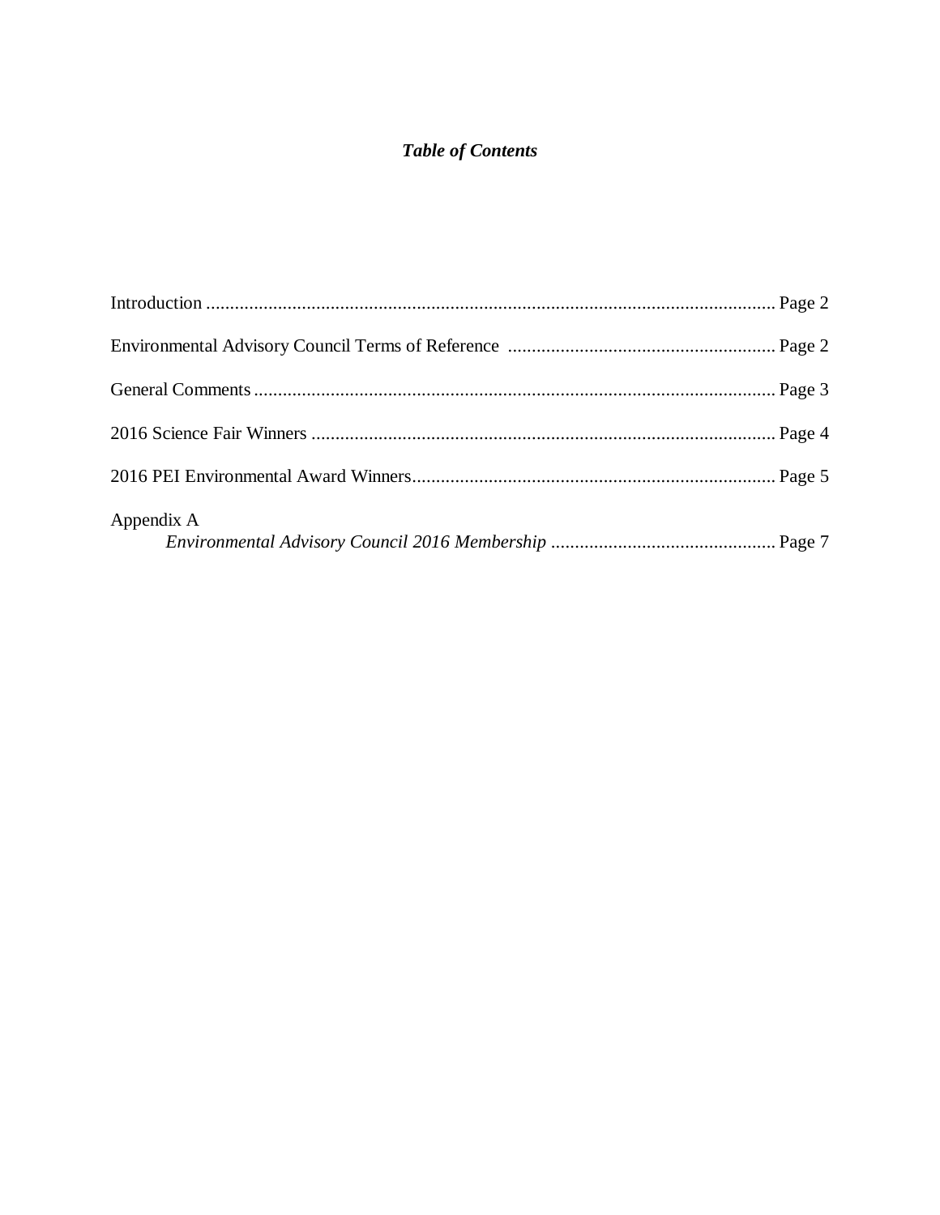# ***Table of Contents***

Introduction ........................................................................................................................ Page 2

Environmental Advisory Council Terms of Reference ........................................................ Page 2

General Comments ............................................................................................................. Page 3

2016 Science Fair Winners ................................................................................................. Page 4

2016 PEI Environmental Award Winners............................................................................ Page 5

Appendix A

*Environmental Advisory Council 2016 Membership* ............................................... Page 7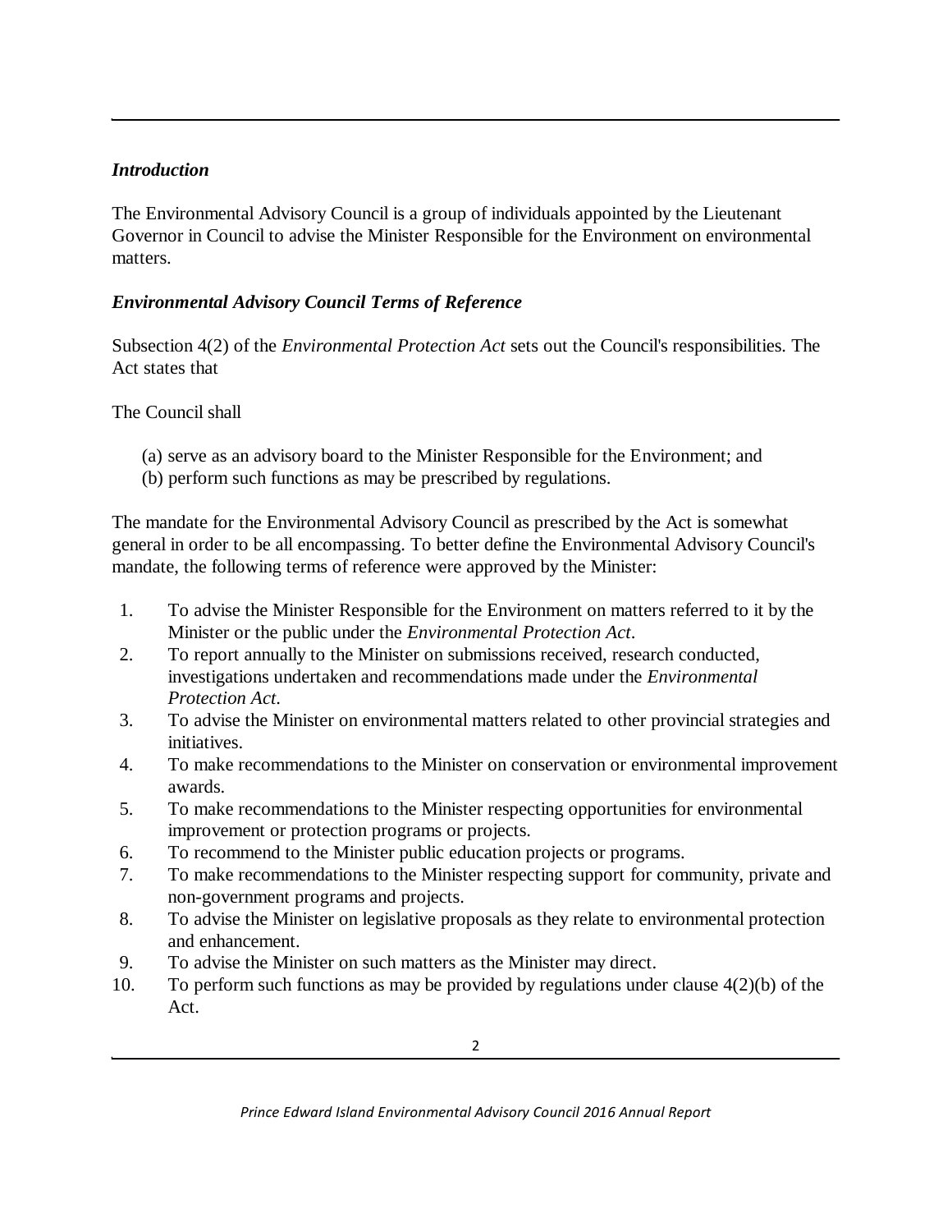## *Introduction*

The Environmental Advisory Council is a group of individuals appointed by the Lieutenant Governor in Council to advise the Minister Responsible for the Environment on environmental matters.

## *Environmental Advisory Council Terms of Reference*

Subsection 4(2) of the *Environmental Protection Act* sets out the Council's responsibilities. The Act states that

The Council shall

(a) serve as an advisory board to the Minister Responsible for the Environment; and
(b) perform such functions as may be prescribed by regulations.

The mandate for the Environmental Advisory Council as prescribed by the Act is somewhat general in order to be all encompassing. To better define the Environmental Advisory Council's mandate, the following terms of reference were approved by the Minister:

1. To advise the Minister Responsible for the Environment on matters referred to it by the Minister or the public under the *Environmental Protection Act*.
2. To report annually to the Minister on submissions received, research conducted, investigations undertaken and recommendations made under the *Environmental Protection Act*.
3. To advise the Minister on environmental matters related to other provincial strategies and initiatives.
4. To make recommendations to the Minister on conservation or environmental improvement awards.
5. To make recommendations to the Minister respecting opportunities for environmental improvement or protection programs or projects.
6. To recommend to the Minister public education projects or programs.
7. To make recommendations to the Minister respecting support for community, private and non-government programs and projects.
8. To advise the Minister on legislative proposals as they relate to environmental protection and enhancement.
9. To advise the Minister on such matters as the Minister may direct.
10. To perform such functions as may be provided by regulations under clause 4(2)(b) of the Act.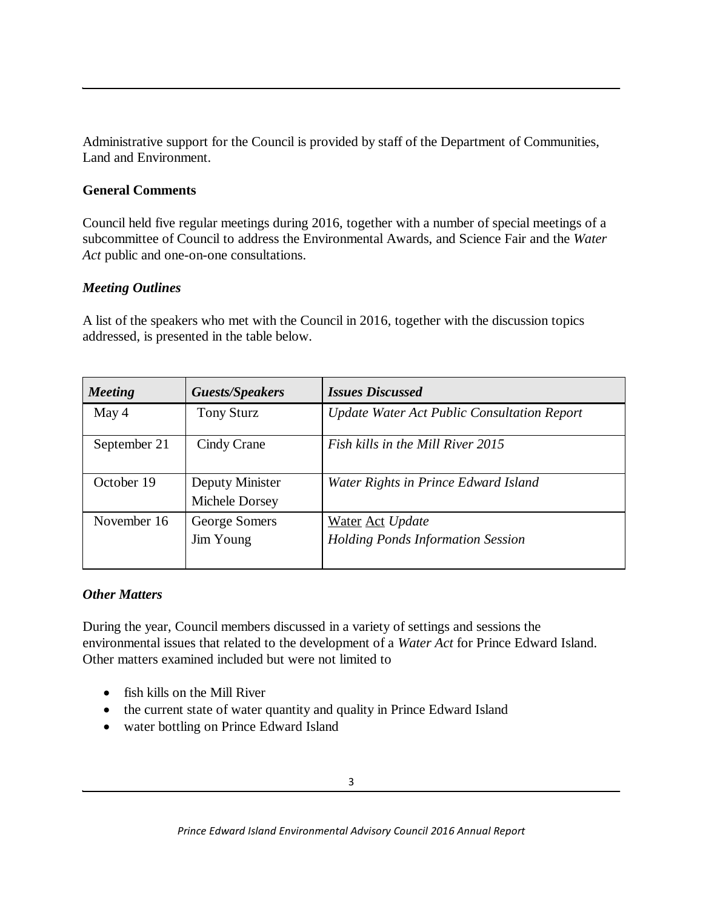Administrative support for the Council is provided by staff of the Department of Communities, Land and Environment.

**General Comments**

Council held five regular meetings during 2016, together with a number of special meetings of a subcommittee of Council to address the Environmental Awards, and Science Fair and the *Water Act* public and one-on-one consultations.

***Meeting Outlines***

A list of the speakers who met with the Council in 2016, together with the discussion topics addressed, is presented in the table below.

| *Meeting* | *Guests/Speakers* | *Issues Discussed* |
|---|---|---|
| May 4 | Tony Sturz | *Update Water Act Public Consultation Report* |
| September 21 | Cindy Crane | *Fish kills in the Mill River 2015* |
| October 19 | Deputy Minister Michele Dorsey | *Water Rights in Prince Edward Island* |
| November 16 | George Somers<br>Jim Young | Water Act *Update*<br>*Holding Ponds Information Session* |

***Other Matters***

During the year, Council members discussed in a variety of settings and sessions the environmental issues that related to the development of a *Water Act* for Prince Edward Island. Other matters examined included but were not limited to

- fish kills on the Mill River
- the current state of water quantity and quality in Prince Edward Island
- water bottling on Prince Edward Island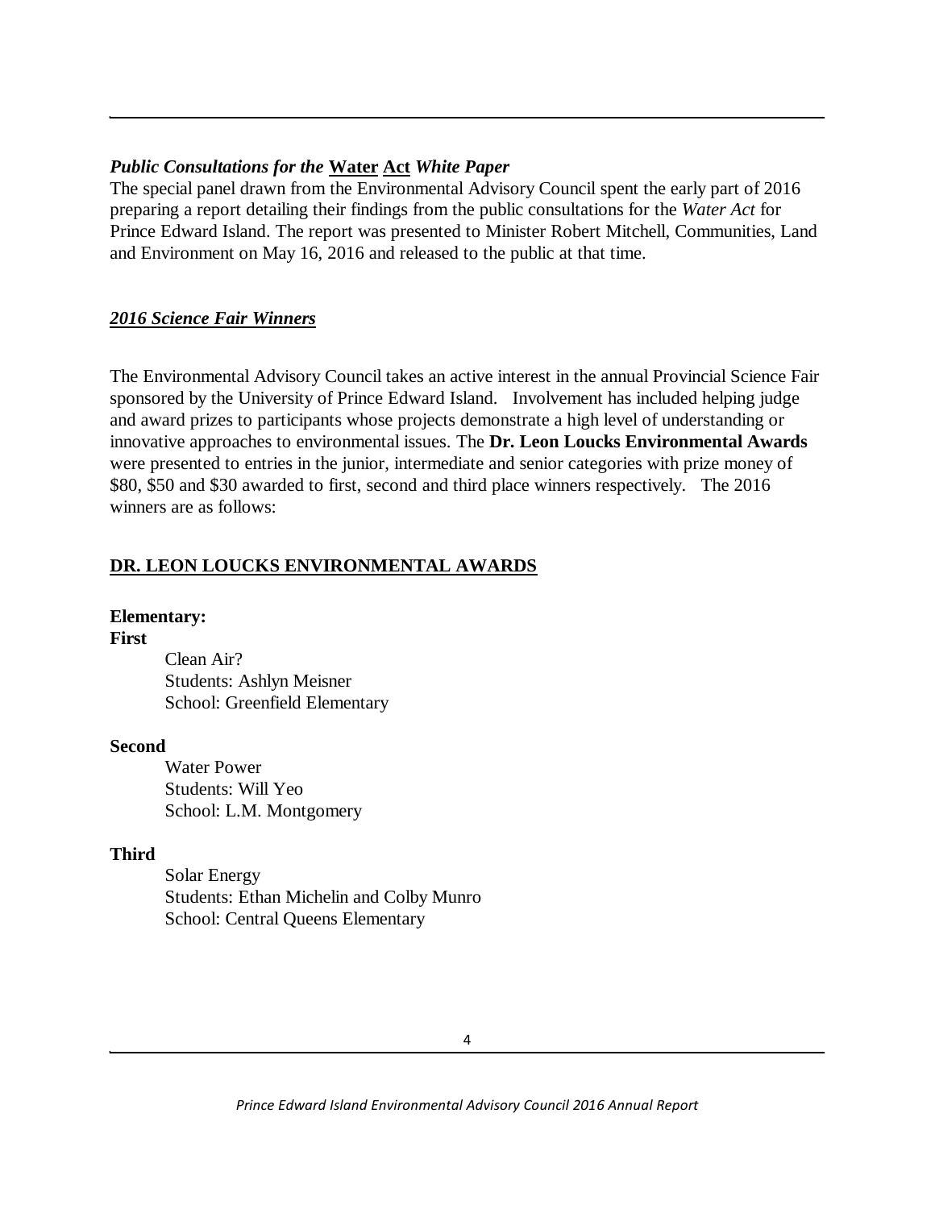### *Public Consultations for the* **Water Act** *White Paper*

The special panel drawn from the Environmental Advisory Council spent the early part of 2016 preparing a report detailing their findings from the public consultations for the *Water Act* for Prince Edward Island. The report was presented to Minister Robert Mitchell, Communities, Land and Environment on May 16, 2016 and released to the public at that time.

### *2016 Science Fair Winners*

The Environmental Advisory Council takes an active interest in the annual Provincial Science Fair sponsored by the University of Prince Edward Island. Involvement has included helping judge and award prizes to participants whose projects demonstrate a high level of understanding or innovative approaches to environmental issues. The **Dr. Leon Loucks Environmental Awards** were presented to entries in the junior, intermediate and senior categories with prize money of $80, $50 and $30 awarded to first, second and third place winners respectively. The 2016 winners are as follows:

## DR. LEON LOUCKS ENVIRONMENTAL AWARDS

**Elementary:**

**First**

Clean Air?
Students: Ashlyn Meisner
School: Greenfield Elementary

**Second**

Water Power
Students: Will Yeo
School: L.M. Montgomery

**Third**

Solar Energy
Students: Ethan Michelin and Colby Munro
School: Central Queens Elementary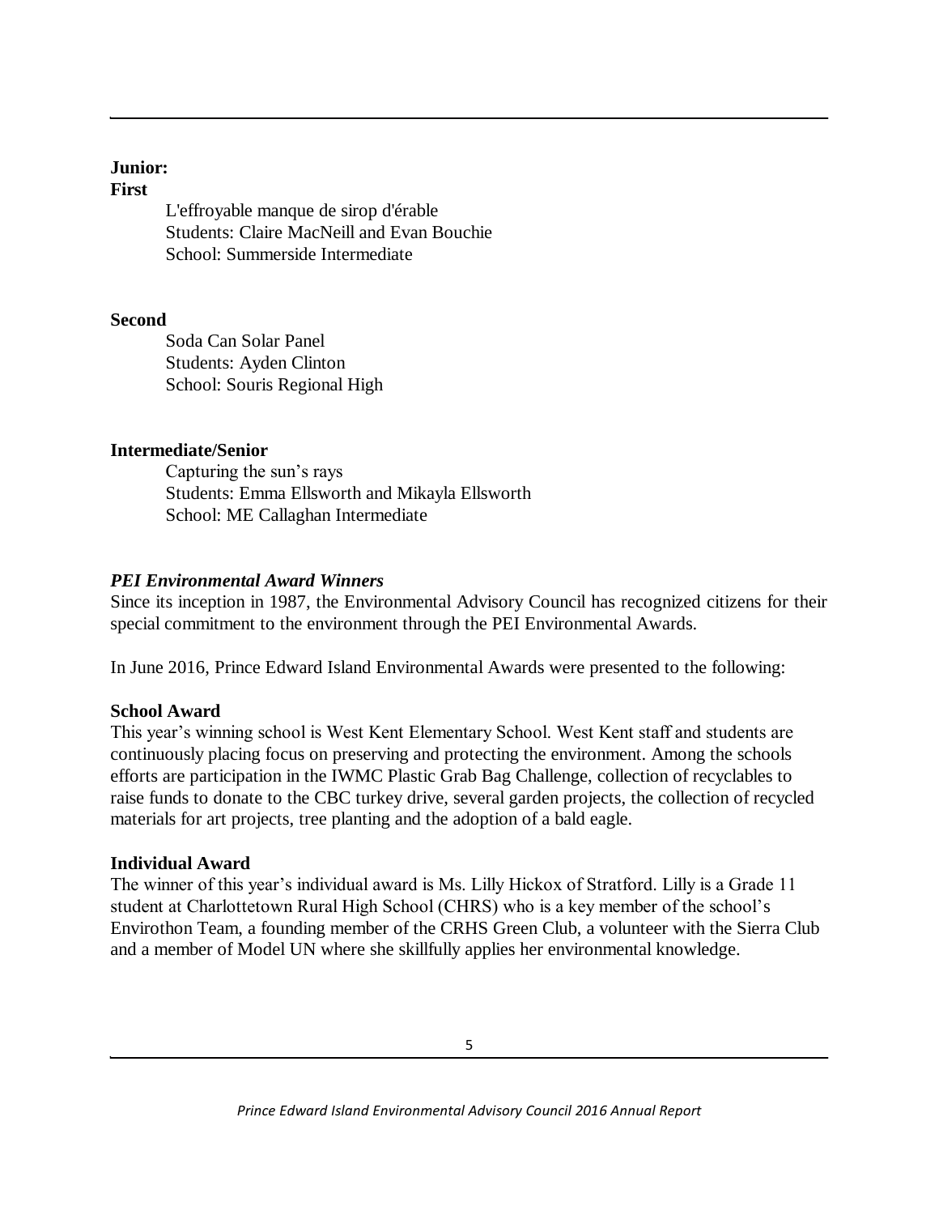**Junior:**

**First**

L'effroyable manque de sirop d'érable
Students: Claire MacNeill and Evan Bouchie
School: Summerside Intermediate

**Second**

Soda Can Solar Panel
Students: Ayden Clinton
School: Souris Regional High

**Intermediate/Senior**

Capturing the sun's rays
Students: Emma Ellsworth and Mikayla Ellsworth
School: ME Callaghan Intermediate

***PEI Environmental Award Winners***

Since its inception in 1987, the Environmental Advisory Council has recognized citizens for their special commitment to the environment through the PEI Environmental Awards.

In June 2016, Prince Edward Island Environmental Awards were presented to the following:

**School Award**

This year's winning school is West Kent Elementary School. West Kent staff and students are continuously placing focus on preserving and protecting the environment. Among the schools efforts are participation in the IWMC Plastic Grab Bag Challenge, collection of recyclables to raise funds to donate to the CBC turkey drive, several garden projects, the collection of recycled materials for art projects, tree planting and the adoption of a bald eagle.

**Individual Award**

The winner of this year's individual award is Ms. Lilly Hickox of Stratford. Lilly is a Grade 11 student at Charlottetown Rural High School (CHRS) who is a key member of the school's Envirothon Team, a founding member of the CRHS Green Club, a volunteer with the Sierra Club and a member of Model UN where she skillfully applies her environmental knowledge.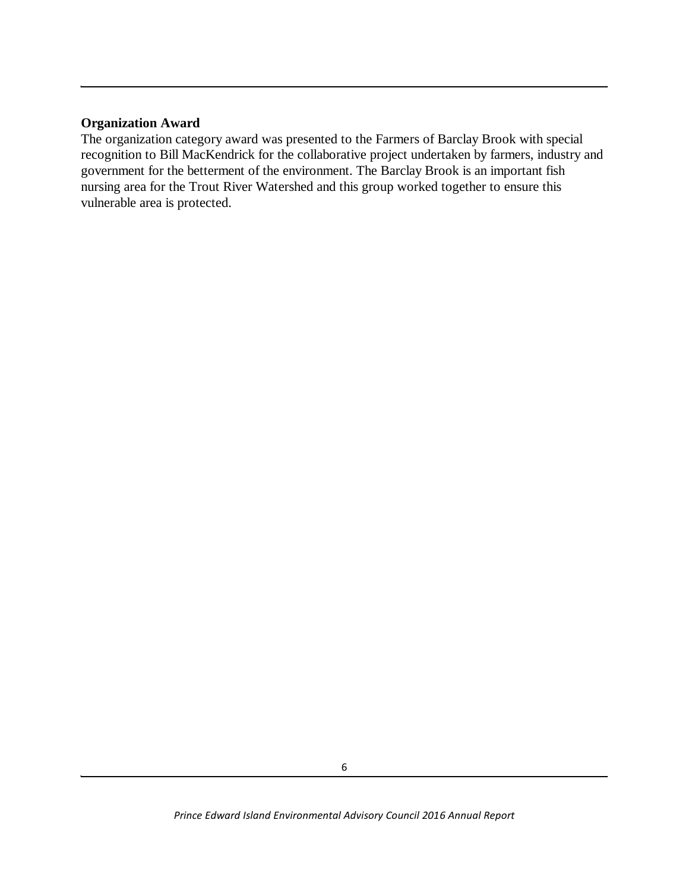**Organization Award**

The organization category award was presented to the Farmers of Barclay Brook with special recognition to Bill MacKendrick for the collaborative project undertaken by farmers, industry and government for the betterment of the environment. The Barclay Brook is an important fish nursing area for the Trout River Watershed and this group worked together to ensure this vulnerable area is protected.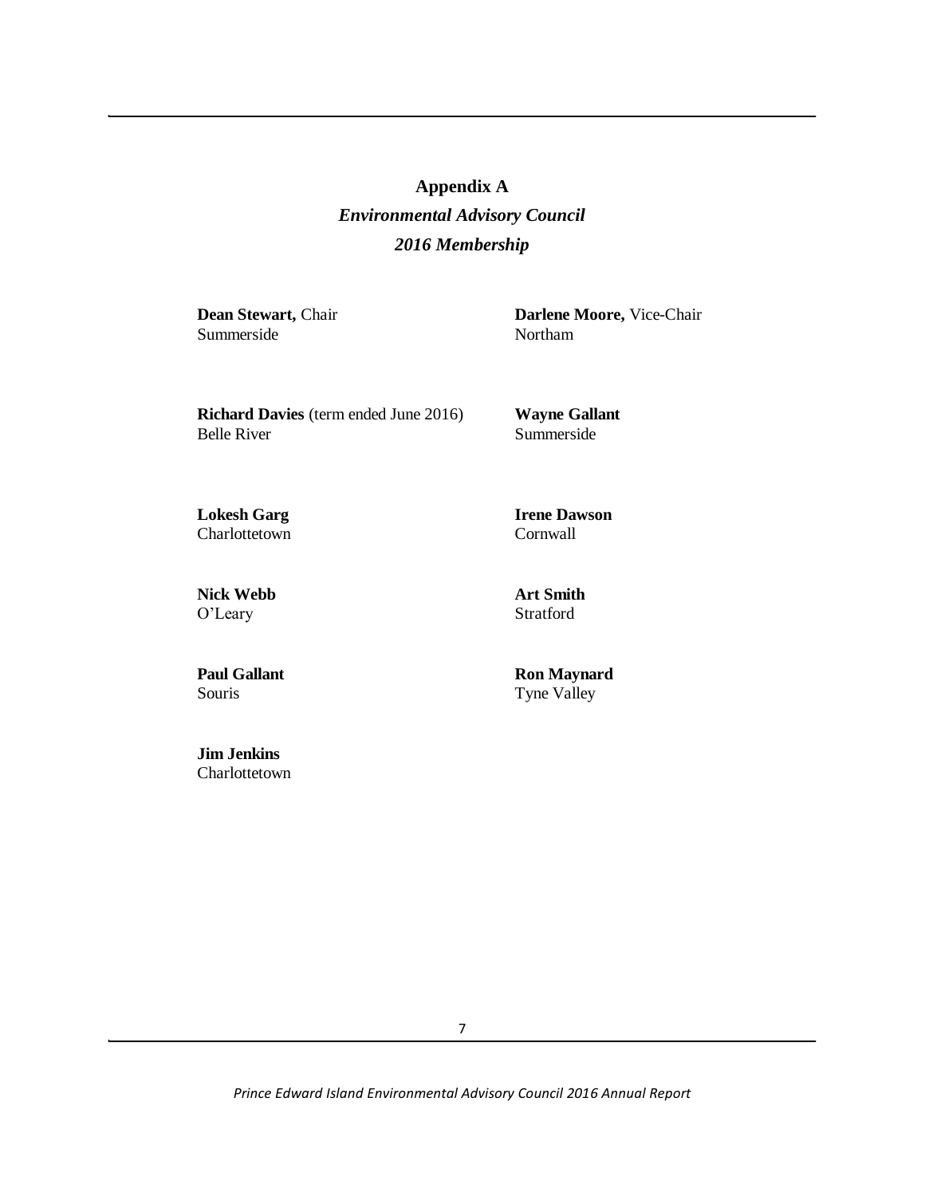# Appendix A

## *Environmental Advisory Council*

## *2016 Membership*

**Dean Stewart,** Chair
Summerside

**Darlene Moore,** Vice-Chair
Northam

**Richard Davies** (term ended June 2016)
Belle River

**Wayne Gallant**
Summerside

**Lokesh Garg**
Charlottetown

**Irene Dawson**
Cornwall

**Nick Webb**
O'Leary

**Art Smith**
Stratford

**Paul Gallant**
Souris

**Ron Maynard**
Tyne Valley

**Jim Jenkins**
Charlottetown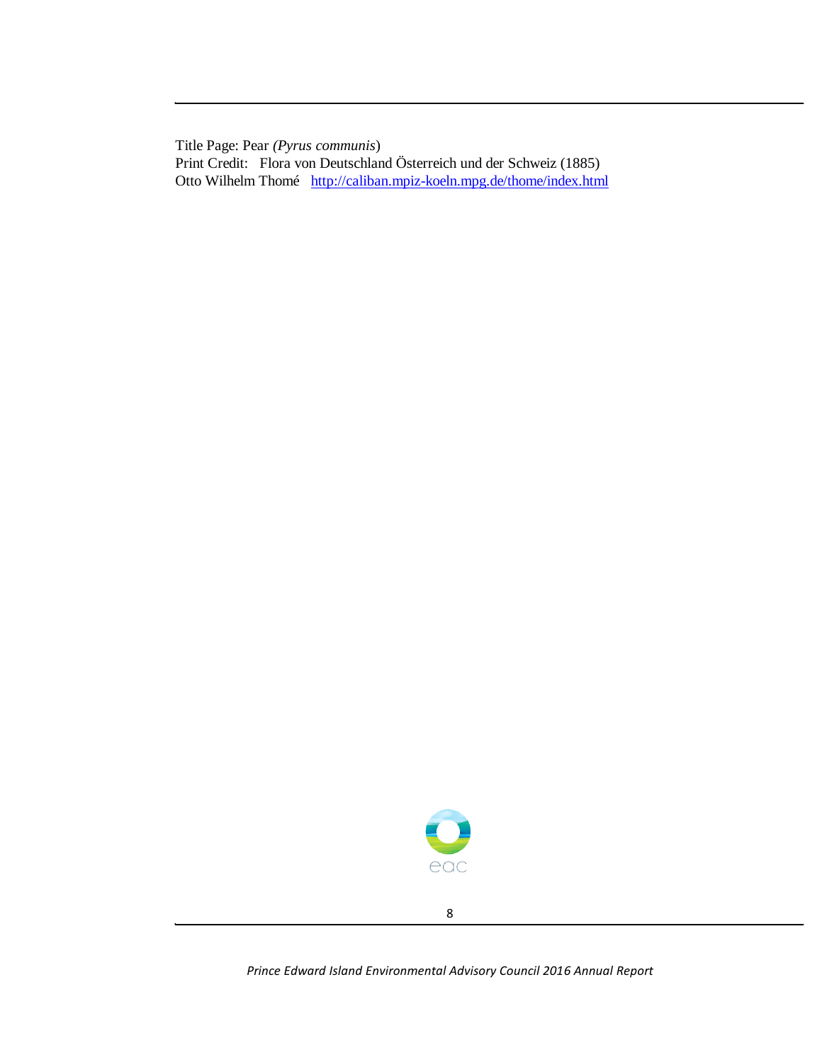Title Page: Pear *(Pyrus communis*)
Print Credit: Flora von Deutschland Österreich und der Schweiz (1885)
Otto Wilhelm Thomé http://caliban.mpiz-koeln.mpg.de/thome/index.html

eac